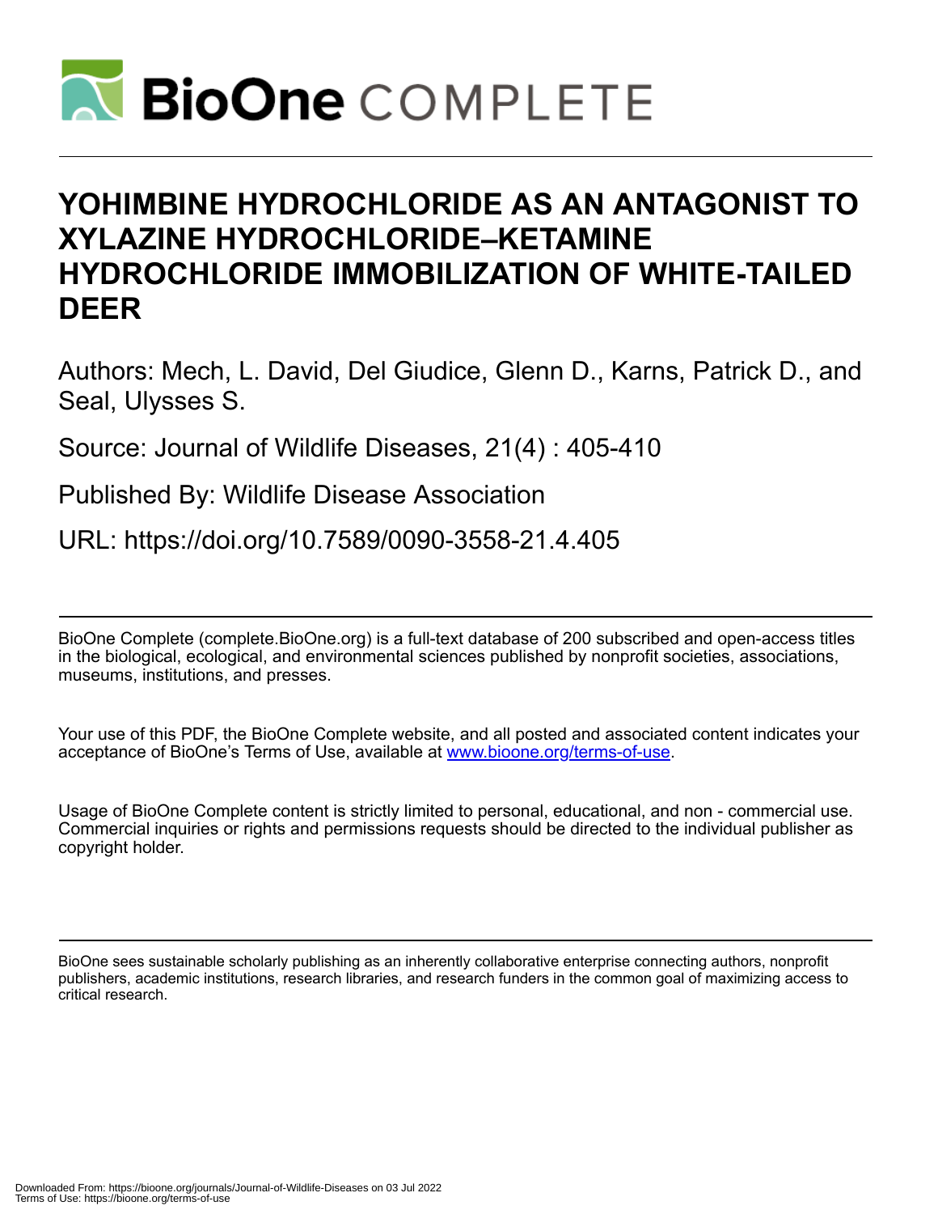# YOHIMBINE HYDROCHLORIDE AS AN ANTAGONIST TO XYLAZINE HYDROCHLORIDE–KETAMINE HYDROCHLORIDE IMMOBILIZATION OF WHITE-TAILED DEER

Authors: Mech, L. David, Del Giudice, Glenn D., Karns, Patrick D., and Seal, Ulysses S.

Source: Journal of Wildlife Diseases, 21(4) : 405-410

Published By: Wildlife Disease Association

URL: https://doi.org/10.7589/0090-3558-21.4.405

BioOne Complete (complete.BioOne.org) is a full-text database of 200 subscribed and open-access titles in the biological, ecological, and environmental sciences published by nonprofit societies, associations, museums, institutions, and presses.

Your use of this PDF, the BioOne Complete website, and all posted and associated content indicates your acceptance of BioOne's Terms of Use, available at www.bioone.org/terms-of-use.

Usage of BioOne Complete content is strictly limited to personal, educational, and non - commercial use. Commercial inquiries or rights and permissions requests should be directed to the individual publisher as copyright holder.

BioOne sees sustainable scholarly publishing as an inherently collaborative enterprise connecting authors, nonprofit publishers, academic institutions, research libraries, and research funders in the common goal of maximizing access to critical research.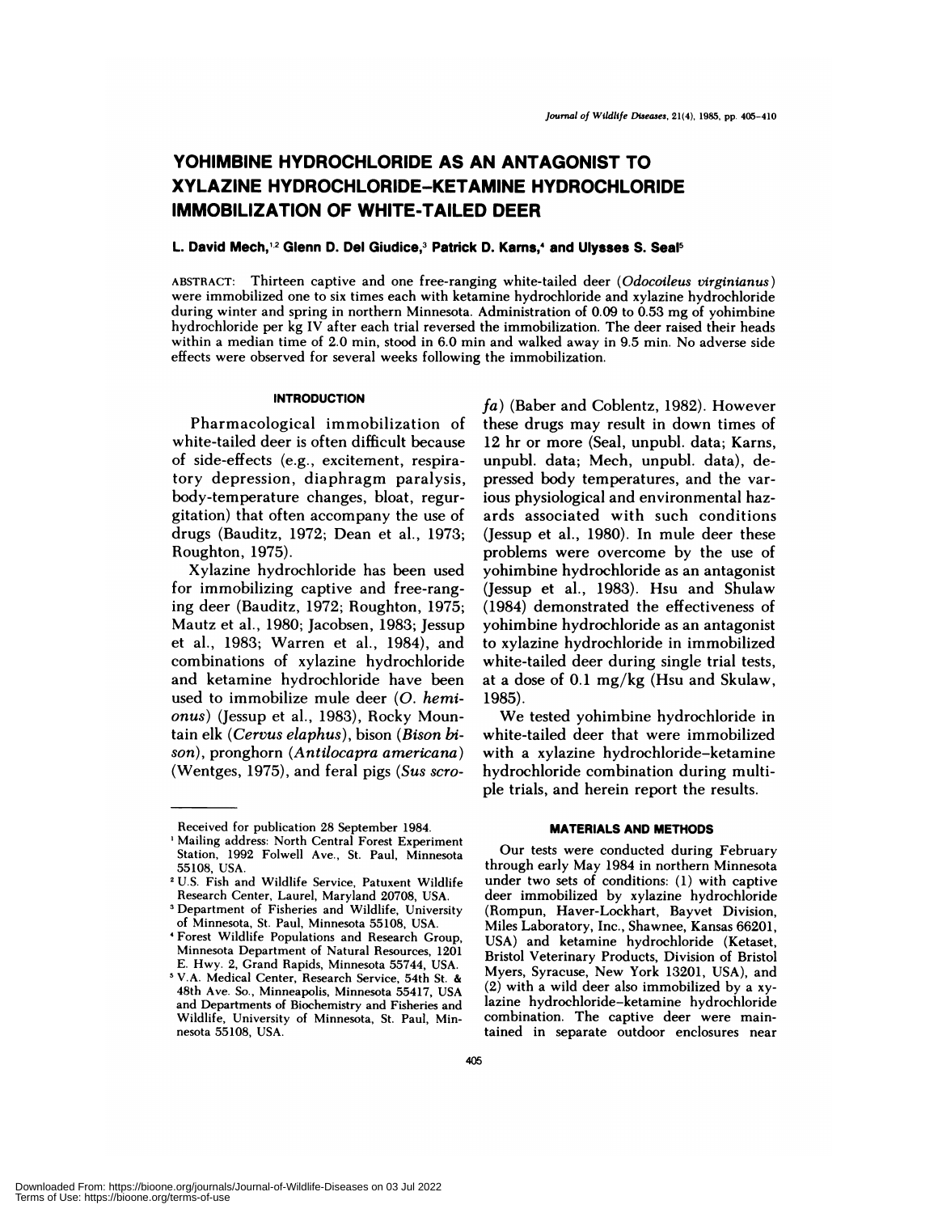# YOHIMBINE HYDROCHLORIDE AS AN ANTAGONIST TO XYLAZINE HYDROCHLORIDE–KETAMINE HYDROCHLORIDE IMMOBILIZATION OF WHITE-TAILED DEER

**L. David Mech,[1,2] Glenn D. Del Giudice,[3] Patrick D. Karns,[4] and Ulysses S. Seal[5]**

ABSTRACT: Thirteen captive and one free-ranging white-tailed deer (*Odocoileus virginianus*) were immobilized one to six times each with ketamine hydrochloride and xylazine hydrochloride during winter and spring in northern Minnesota. Administration of 0.09 to 0.53 mg of yohimbine hydrochloride per kg IV after each trial reversed the immobilization. The deer raised their heads within a median time of 2.0 min, stood in 6.0 min and walked away in 9.5 min. No adverse side effects were observed for several weeks following the immobilization.

## INTRODUCTION

Pharmacological immobilization of white-tailed deer is often difficult because of side-effects (e.g., excitement, respiratory depression, diaphragm paralysis, body-temperature changes, bloat, regurgitation) that often accompany the use of drugs (Bauditz, 1972; Dean et al., 1973; Roughton, 1975).

Xylazine hydrochloride has been used for immobilizing captive and free-ranging deer (Bauditz, 1972; Roughton, 1975; Mautz et al., 1980; Jacobsen, 1983; Jessup et al., 1983; Warren et al., 1984), and combinations of xylazine hydrochloride and ketamine hydrochloride have been used to immobilize mule deer (*O. hemionus*) (Jessup et al., 1983), Rocky Mountain elk (*Cervus elaphus*), bison (*Bison bison*), pronghorn (*Antilocapra americana*) (Wentges, 1975), and feral pigs (*Sus scrofa*) (Baber and Coblentz, 1982). However these drugs may result in down times of 12 hr or more (Seal, unpubl. data; Karns, unpubl. data; Mech, unpubl. data), depressed body temperatures, and the various physiological and environmental hazards associated with such conditions (Jessup et al., 1980). In mule deer these problems were overcome by the use of yohimbine hydrochloride as an antagonist (Jessup et al., 1983). Hsu and Shulaw (1984) demonstrated the effectiveness of yohimbine hydrochloride as an antagonist to xylazine hydrochloride in immobilized white-tailed deer during single trial tests, at a dose of 0.1 mg/kg (Hsu and Skulaw, 1985).

We tested yohimbine hydrochloride in white-tailed deer that were immobilized with a xylazine hydrochloride–ketamine hydrochloride combination during multiple trials, and herein report the results.

## MATERIALS AND METHODS

Our tests were conducted during February through early May 1984 in northern Minnesota under two sets of conditions: (1) with captive deer immobilized by xylazine hydrochloride (Rompun, Haver-Lockhart, Bayvet Division, Miles Laboratory, Inc., Shawnee, Kansas 66201, USA) and ketamine hydrochloride (Ketaset, Bristol Veterinary Products, Division of Bristol Myers, Syracuse, New York 13201, USA), and (2) with a wild deer also immobilized by a xylazine hydrochloride–ketamine hydrochloride combination. The captive deer were maintained in separate outdoor enclosures near

Received for publication 28 September 1984.

[1] Mailing address: North Central Forest Experiment Station, 1992 Folwell Ave., St. Paul, Minnesota 55108, USA.

[2] U.S. Fish and Wildlife Service, Patuxent Wildlife Research Center, Laurel, Maryland 20708, USA.

[3] Department of Fisheries and Wildlife, University of Minnesota, St. Paul, Minnesota 55108, USA.

[4] Forest Wildlife Populations and Research Group, Minnesota Department of Natural Resources, 1201 E. Hwy. 2, Grand Rapids, Minnesota 55744, USA.

[5] V.A. Medical Center, Research Service, 54th St. & 48th Ave. So., Minneapolis, Minnesota 55417, USA and Departments of Biochemistry and Fisheries and Wildlife, University of Minnesota, St. Paul, Minnesota 55108, USA.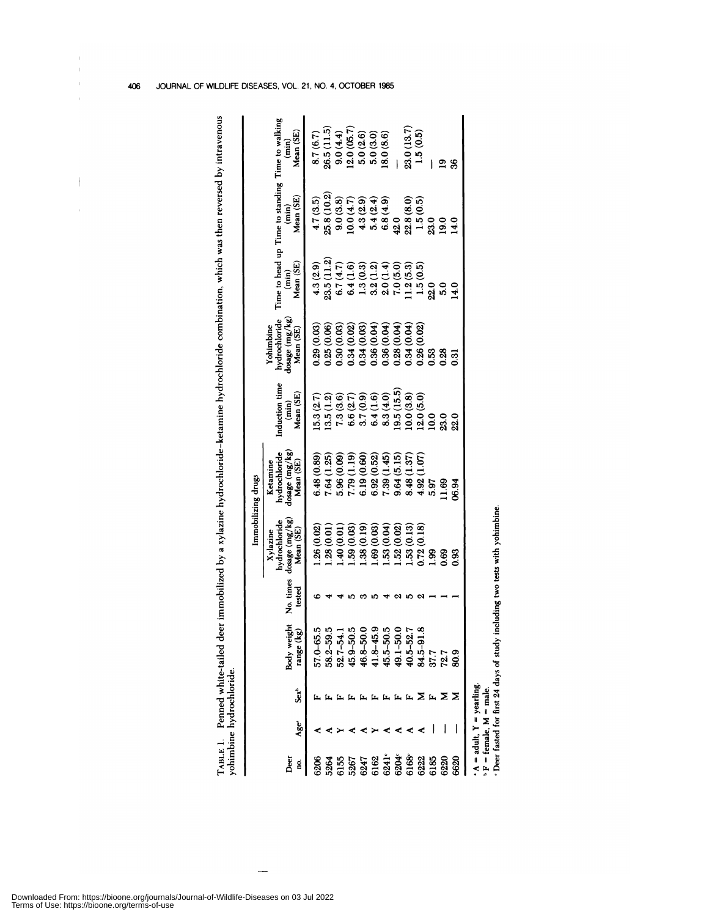TABLE 1. Penned white-tailed deer immobilized by a xylazine hydrochloride–ketamine hydrochloride combination, which was then reversed by intravenous yohimbine hydrochloride.

| Deer no. | Age[a] | Sex[b] | Body weight range (kg) | No. times tested | Immobilizing drugs: Xylazine hydrochloride dosage (mg/kg) Mean (SE) | Immobilizing drugs: Ketamine hydrochloride dosage (mg/kg) Mean (SE) | Induction time (min) Mean (SE) | Yohimbine hydrochloride dosage (mg/kg) Mean (SE) | Time to head up (min) Mean (SE) | Time to standing (min) Mean (SE) | Time to walking (min) Mean (SE) |
|---|---|---|---|---|---|---|---|---|---|---|---|
| 6206 | A | F | 57.0–65.5 | 6 | 1.26 (0.02) | 6.48 (0.89) | 15.3 (2.7) | 0.29 (0.03) | 4.3 (2.9) | 4.7 (3.5) | 8.7 (6.7) |
| 5264 | A | F | 58.2–59.5 | 4 | 1.28 (0.01) | 7.64 (1.25) | 13.5 (1.2) | 0.25 (0.06) | 23.5 (11.2) | 25.8 (10.2) | 26.5 (11.5) |
| 6155 | Y | F | 52.7–54.1 | 4 | 1.40 (0.01) | 5.96 (0.09) | 7.3 (3.6) | 0.30 (0.03) | 6.7 (4.7) | 9.0 (3.8) | 9.0 (4.4) |
| 5267 | A | F | 45.9–50.5 | 5 | 1.59 (0.03) | 7.79 (1.19) | 6.6 (2.7) | 0.34 (0.02) | 6.4 (1.6) | 10.0 (4.7) | 12.0 (05.7) |
| 6247 | A | F | 46.8–50.0 | 3 | 1.38 (0.19) | 6.19 (0.60) | 3.7 (0.9) | 0.34 (0.03) | 1.3 (0.3) | 4.3 (2.9) | 5.0 (2.6) |
| 6162 | Y | F | 41.8–45.9 | 5 | 1.69 (0.03) | 6.92 (0.52) | 6.4 (1.6) | 0.36 (0.04) | 3.2 (1.2) | 5.4 (2.4) | 5.0 (3.0) |
| 6241[c] | A | F | 45.5–50.5 | 4 | 1.53 (0.04) | 7.39 (1.45) | 8.3 (4.0) | 0.36 (0.04) | 2.0 (1.4) | 6.8 (4.9) | 18.0 (8.6) |
| 6204[c] | A | F | 49.1–50.0 | 2 | 1.52 (0.02) | 9.64 (5.15) | 19.5 (15.5) | 0.28 (0.04) | 7.0 (5.0) | 42.0 | — |
| 6168[c] | A | F | 40.5–52.7 | 5 | 1.53 (0.13) | 8.48 (1.37) | 10.0 (3.8) | 0.34 (0.04) | 11.2 (5.3) | 22.8 (8.0) | 23.0 (13.7) |
| 6222 | A | M | 84.5–91.8 | 2 | 0.72 (0.18) | 4.92 (1.07) | 12.0 (5.0) | 0.26 (0.02) | 1.5 (0.5) | 1.5 (0.5) | 1.5 (0.5) |
| 6185 | — | F | 37.7 | 1 | 1.99 | 5.97 | 10.0 | 0.53 | 22.0 | 23.0 | — |
| 6220 | — | M | 72.7 | 1 | 0.69 | 11.69 | 23.0 | 0.28 | 5.0 | 19.0 | 19 |
| 6620 | — | M | 80.9 | 1 | 0.93 | 06.94 | 22.0 | 0.31 | 14.0 | 14.0 | 36 |

[a] A = adult, Y = yearling.
[b] F = female, M = male.
[c] Deer fasted for first 24 days of study including two tests with yohimbine.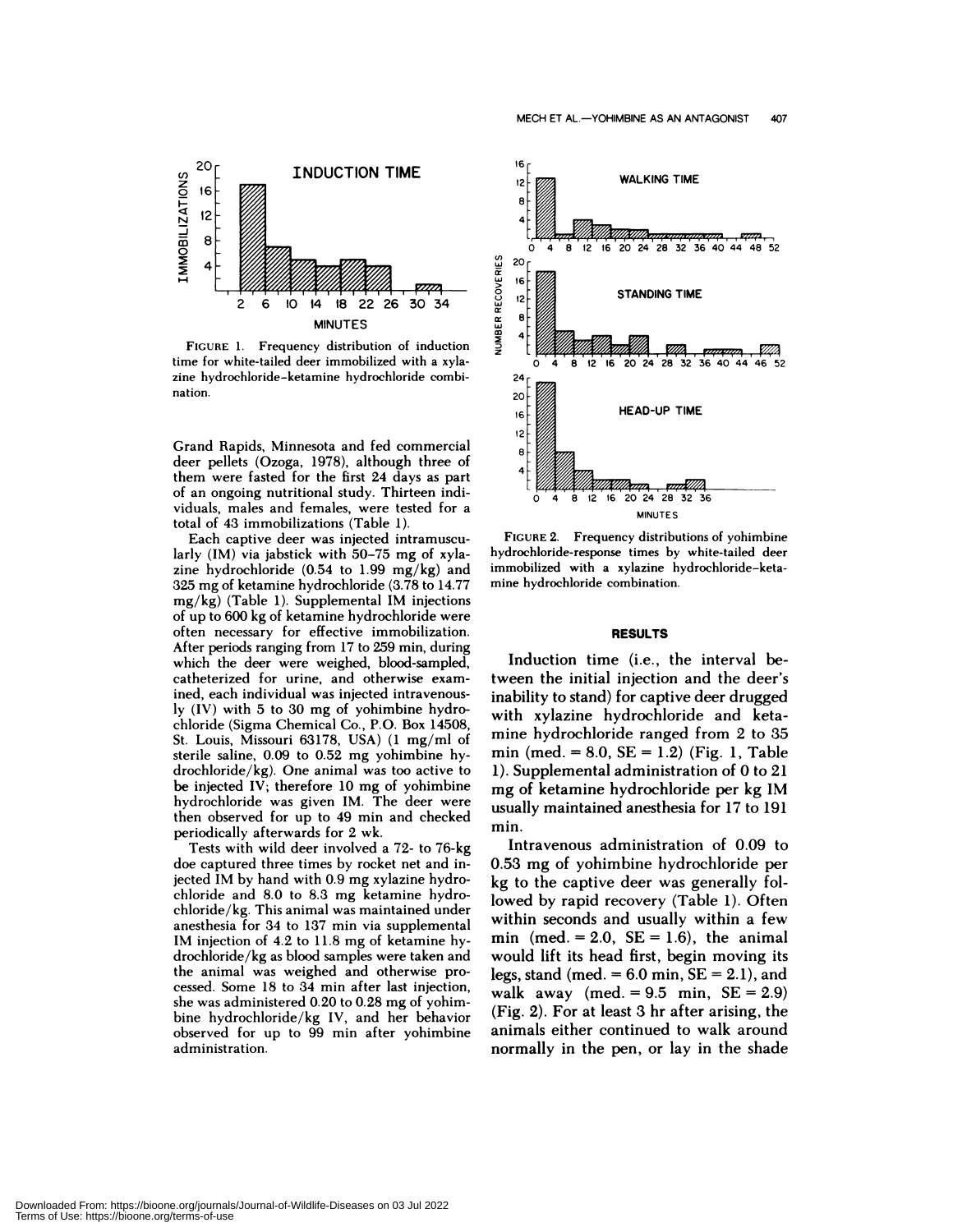FIGURE 1. Frequency distribution of induction time for white-tailed deer immobilized with a xylazine hydrochloride–ketamine hydrochloride combination.

Grand Rapids, Minnesota and fed commercial deer pellets (Ozoga, 1978), although three of them were fasted for the first 24 days as part of an ongoing nutritional study. Thirteen individuals, males and females, were tested for a total of 43 immobilizations (Table 1).

Each captive deer was injected intramuscularly (IM) via jabstick with 50–75 mg of xylazine hydrochloride (0.54 to 1.99 mg/kg) and 325 mg of ketamine hydrochloride (3.78 to 14.77 mg/kg) (Table 1). Supplemental IM injections of up to 600 kg of ketamine hydrochloride were often necessary for effective immobilization. After periods ranging from 17 to 259 min, during which the deer were weighed, blood-sampled, catheterized for urine, and otherwise examined, each individual was injected intravenously (IV) with 5 to 30 mg of yohimbine hydrochloride (Sigma Chemical Co., P.O. Box 14508, St. Louis, Missouri 63178, USA) (1 mg/ml of sterile saline, 0.09 to 0.52 mg yohimbine hydrochloride/kg). One animal was too active to be injected IV; therefore 10 mg of yohimbine hydrochloride was given IM. The deer were then observed for up to 49 min and checked periodically afterwards for 2 wk.

Tests with wild deer involved a 72- to 76-kg doe captured three times by rocket net and injected IM by hand with 0.9 mg xylazine hydrochloride and 8.0 to 8.3 mg ketamine hydrochloride/kg. This animal was maintained under anesthesia for 34 to 137 min via supplemental IM injection of 4.2 to 11.8 mg of ketamine hydrochloride/kg as blood samples were taken and the animal was weighed and otherwise processed. Some 18 to 34 min after last injection, she was administered 0.20 to 0.28 mg of yohimbine hydrochloride/kg IV, and her behavior observed for up to 99 min after yohimbine administration.

FIGURE 2. Frequency distributions of yohimbine hydrochloride-response times by white-tailed deer immobilized with a xylazine hydrochloride–ketamine hydrochloride combination.

## RESULTS

Induction time (i.e., the interval between the initial injection and the deer's inability to stand) for captive deer drugged with xylazine hydrochloride and ketamine hydrochloride ranged from 2 to 35 min (med. = 8.0, SE = 1.2) (Fig. 1, Table 1). Supplemental administration of 0 to 21 mg of ketamine hydrochloride per kg IM usually maintained anesthesia for 17 to 191 min.

Intravenous administration of 0.09 to 0.53 mg of yohimbine hydrochloride per kg to the captive deer was generally followed by rapid recovery (Table 1). Often within seconds and usually within a few min (med. = 2.0, SE = 1.6), the animal would lift its head first, begin moving its legs, stand (med. = 6.0 min, SE = 2.1), and walk away (med. = 9.5 min, SE = 2.9) (Fig. 2). For at least 3 hr after arising, the animals either continued to walk around normally in the pen, or lay in the shade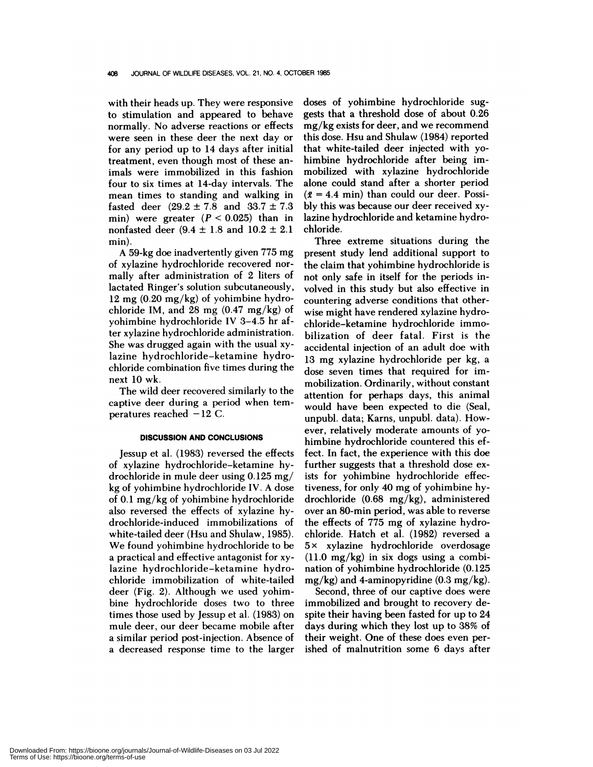with their heads up. They were responsive to stimulation and appeared to behave normally. No adverse reactions or effects were seen in these deer the next day or for any period up to 14 days after initial treatment, even though most of these animals were immobilized in this fashion four to six times at 14-day intervals. The mean times to standing and walking in fasted deer ($29.2 \pm 7.8$ and $33.7 \pm 7.3$ min) were greater ($P < 0.025$) than in nonfasted deer ($9.4 \pm 1.8$ and $10.2 \pm 2.1$ min).

A 59-kg doe inadvertently given 775 mg of xylazine hydrochloride recovered normally after administration of 2 liters of lactated Ringer's solution subcutaneously, 12 mg (0.20 mg/kg) of yohimbine hydrochloride IM, and 28 mg (0.47 mg/kg) of yohimbine hydrochloride IV 3–4.5 hr after xylazine hydrochloride administration. She was drugged again with the usual xylazine hydrochloride–ketamine hydrochloride combination five times during the next 10 wk.

The wild deer recovered similarly to the captive deer during a period when temperatures reached −12 C.

## DISCUSSION AND CONCLUSIONS

Jessup et al. (1983) reversed the effects of xylazine hydrochloride–ketamine hydrochloride in mule deer using 0.125 mg/kg of yohimbine hydrochloride IV. A dose of 0.1 mg/kg of yohimbine hydrochloride also reversed the effects of xylazine hydrochloride-induced immobilizations of white-tailed deer (Hsu and Shulaw, 1985). We found yohimbine hydrochloride to be a practical and effective antagonist for xylazine hydrochloride–ketamine hydrochloride immobilization of white-tailed deer (Fig. 2). Although we used yohimbine hydrochloride doses two to three times those used by Jessup et al. (1983) on mule deer, our deer became mobile after a similar period post-injection. Absence of a decreased response time to the larger doses of yohimbine hydrochloride suggests that a threshold dose of about 0.26 mg/kg exists for deer, and we recommend this dose. Hsu and Shulaw (1984) reported that white-tailed deer injected with yohimbine hydrochloride after being immobilized with xylazine hydrochloride alone could stand after a shorter period ($\bar{x} = 4.4$ min) than could our deer. Possibly this was because our deer received xylazine hydrochloride and ketamine hydrochloride.

Three extreme situations during the present study lend additional support to the claim that yohimbine hydrochloride is not only safe in itself for the periods involved in this study but also effective in countering adverse conditions that otherwise might have rendered xylazine hydrochloride–ketamine hydrochloride immobilization of deer fatal. First is the accidental injection of an adult doe with 13 mg xylazine hydrochloride per kg, a dose seven times that required for immobilization. Ordinarily, without constant attention for perhaps days, this animal would have been expected to die (Seal, unpubl. data; Karns, unpubl. data). However, relatively moderate amounts of yohimbine hydrochloride countered this effect. In fact, the experience with this doe further suggests that a threshold dose exists for yohimbine hydrochloride effectiveness, for only 40 mg of yohimbine hydrochloride (0.68 mg/kg), administered over an 80-min period, was able to reverse the effects of 775 mg of xylazine hydrochloride. Hatch et al. (1982) reversed a 5× xylazine hydrochloride overdosage (11.0 mg/kg) in six dogs using a combination of yohimbine hydrochloride (0.125 mg/kg) and 4-aminopyridine (0.3 mg/kg).

Second, three of our captive does were immobilized and brought to recovery despite their having been fasted for up to 24 days during which they lost up to 38% of their weight. One of these does even perished of malnutrition some 6 days after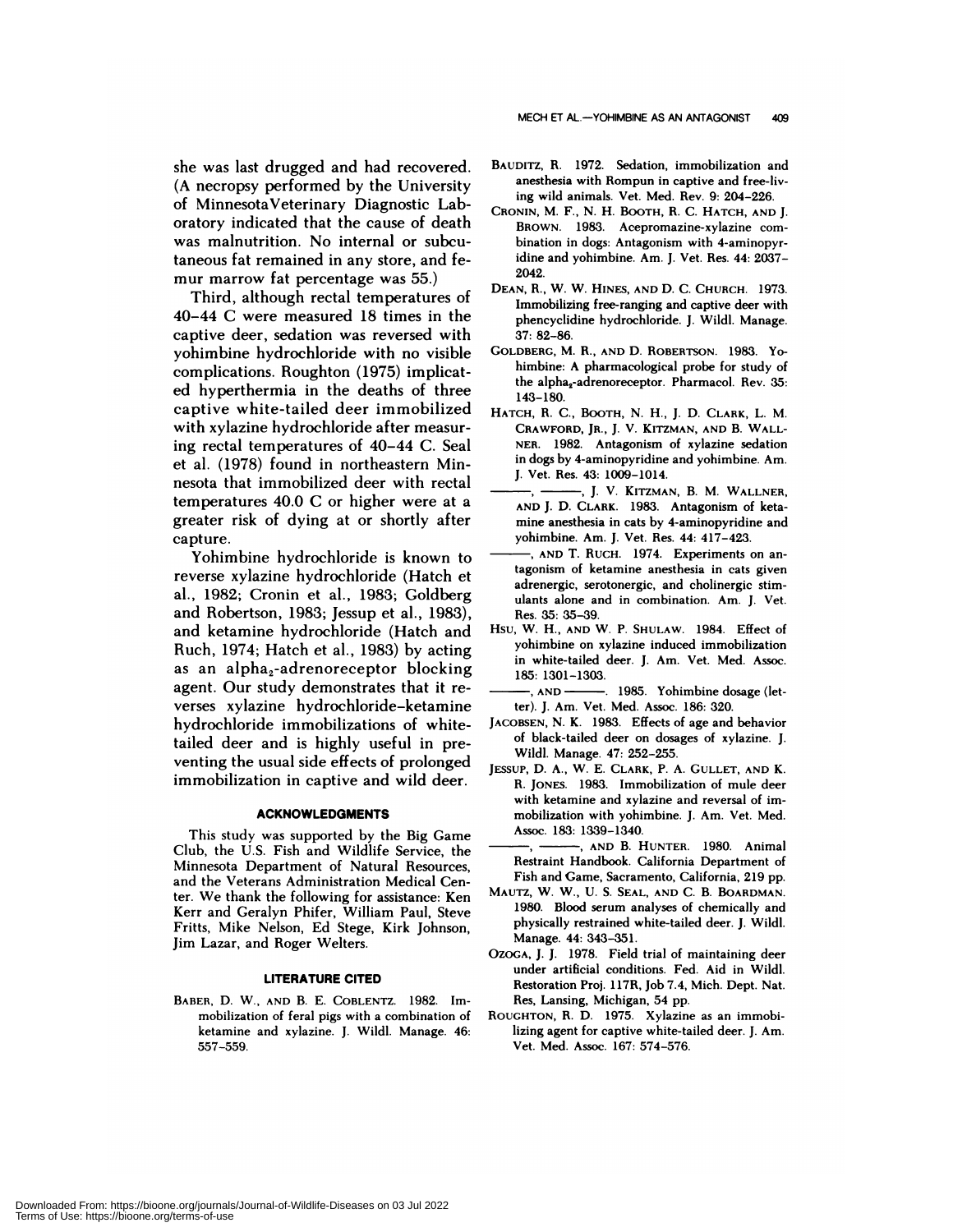she was last drugged and had recovered. (A necropsy performed by the University of MinnesotaVeterinary Diagnostic Laboratory indicated that the cause of death was malnutrition. No internal or subcutaneous fat remained in any store, and femur marrow fat percentage was 55.)

Third, although rectal temperatures of 40–44 C were measured 18 times in the captive deer, sedation was reversed with yohimbine hydrochloride with no visible complications. Roughton (1975) implicated hyperthermia in the deaths of three captive white-tailed deer immobilized with xylazine hydrochloride after measuring rectal temperatures of 40–44 C. Seal et al. (1978) found in northeastern Minnesota that immobilized deer with rectal temperatures 40.0 C or higher were at a greater risk of dying at or shortly after capture.

Yohimbine hydrochloride is known to reverse xylazine hydrochloride (Hatch et al., 1982; Cronin et al., 1983; Goldberg and Robertson, 1983; Jessup et al., 1983), and ketamine hydrochloride (Hatch and Ruch, 1974; Hatch et al., 1983) by acting as an alpha$_2$-adrenoreceptor blocking agent. Our study demonstrates that it reverses xylazine hydrochloride–ketamine hydrochloride immobilizations of white-tailed deer and is highly useful in preventing the usual side effects of prolonged immobilization in captive and wild deer.

## ACKNOWLEDGMENTS

This study was supported by the Big Game Club, the U.S. Fish and Wildlife Service, the Minnesota Department of Natural Resources, and the Veterans Administration Medical Center. We thank the following for assistance: Ken Kerr and Geralyn Phifer, William Paul, Steve Fritts, Mike Nelson, Ed Stege, Kirk Johnson, Jim Lazar, and Roger Welters.

## LITERATURE CITED

BABER, D. W., AND B. E. COBLENTZ. 1982. Immobilization of feral pigs with a combination of ketamine and xylazine. J. Wildl. Manage. 46: 557–559.

BAUDITZ, R. 1972. Sedation, immobilization and anesthesia with Rompun in captive and free-living wild animals. Vet. Med. Rev. 9: 204–226.

CRONIN, M. F., N. H. BOOTH, R. C. HATCH, AND J. BROWN. 1983. Acepromazine-xylazine combination in dogs: Antagonism with 4-aminopyridine and yohimbine. Am. J. Vet. Res. 44: 2037–2042.

DEAN, R., W. W. HINES, AND D. C. CHURCH. 1973. Immobilizing free-ranging and captive deer with phencyclidine hydrochloride. J. Wildl. Manage. 37: 82–86.

GOLDBERG, M. R., AND D. ROBERTSON. 1983. Yohimbine: A pharmacological probe for study of the alpha$_2$-adrenoreceptor. Pharmacol. Rev. 35: 143–180.

HATCH, R. C., BOOTH, N. H., J. D. CLARK, L. M. CRAWFORD, JR., J. V. KITZMAN, AND B. WALLNER. 1982. Antagonism of xylazine sedation in dogs by 4-aminopyridine and yohimbine. Am. J. Vet. Res. 43: 1009–1014.

———, ———, J. V. KITZMAN, B. M. WALLNER, AND J. D. CLARK. 1983. Antagonism of ketamine anesthesia in cats by 4-aminopyridine and yohimbine. Am. J. Vet. Res. 44: 417–423.

———, AND T. RUCH. 1974. Experiments on antagonism of ketamine anesthesia in cats given adrenergic, serotonergic, and cholinergic stimulants alone and in combination. Am. J. Vet. Res. 35: 35–39.

HSU, W. H., AND W. P. SHULAW. 1984. Effect of yohimbine on xylazine induced immobilization in white-tailed deer. J. Am. Vet. Med. Assoc. 185: 1301–1303.

———, AND ———. 1985. Yohimbine dosage (letter). J. Am. Vet. Med. Assoc. 186: 320.

JACOBSEN, N. K. 1983. Effects of age and behavior of black-tailed deer on dosages of xylazine. J. Wildl. Manage. 47: 252–255.

JESSUP, D. A., W. E. CLARK, P. A. GULLET, AND K. R. JONES. 1983. Immobilization of mule deer with ketamine and xylazine and reversal of immobilization with yohimbine. J. Am. Vet. Med. Assoc. 183: 1339–1340.

———, ———, AND B. HUNTER. 1980. Animal Restraint Handbook. California Department of Fish and Game, Sacramento, California, 219 pp.

MAUTZ, W. W., U. S. SEAL, AND C. B. BOARDMAN. 1980. Blood serum analyses of chemically and physically restrained white-tailed deer. J. Wildl. Manage. 44: 343–351.

OZOGA, J. J. 1978. Field trial of maintaining deer under artificial conditions. Fed. Aid in Wildl. Restoration Proj. 117R, Job 7.4, Mich. Dept. Nat. Res, Lansing, Michigan, 54 pp.

ROUGHTON, R. D. 1975. Xylazine as an immobilizing agent for captive white-tailed deer. J. Am. Vet. Med. Assoc. 167: 574–576.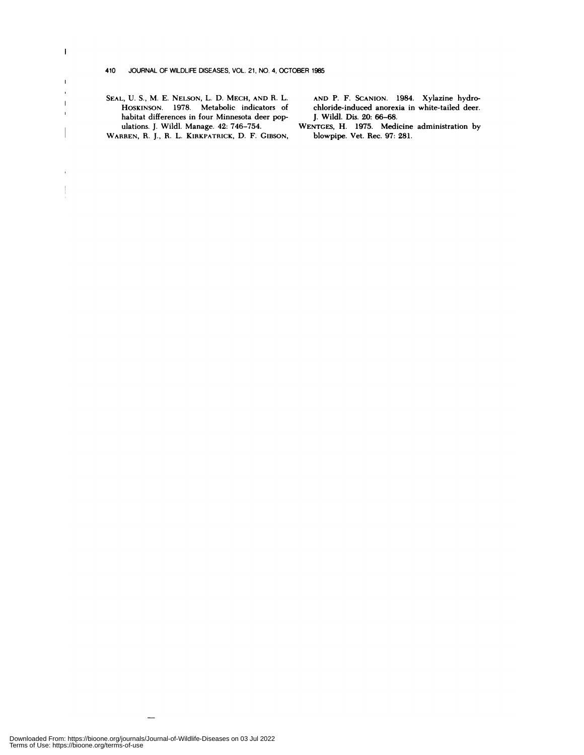SEAL, U. S., M. E. NELSON, L. D. MECH, AND R. L. HOSKINSON. 1978. Metabolic indicators of habitat differences in four Minnesota deer populations. J. Wildl. Manage. 42: 746–754.

WARREN, R. J., R. L. KIRKPATRICK, D. F. GIBSON, AND P. F. SCANION. 1984. Xylazine hydrochloride-induced anorexia in white-tailed deer. J. Wildl. Dis. 20: 66–68.

WENTGES, H. 1975. Medicine administration by blowpipe. Vet. Rec. 97: 281.